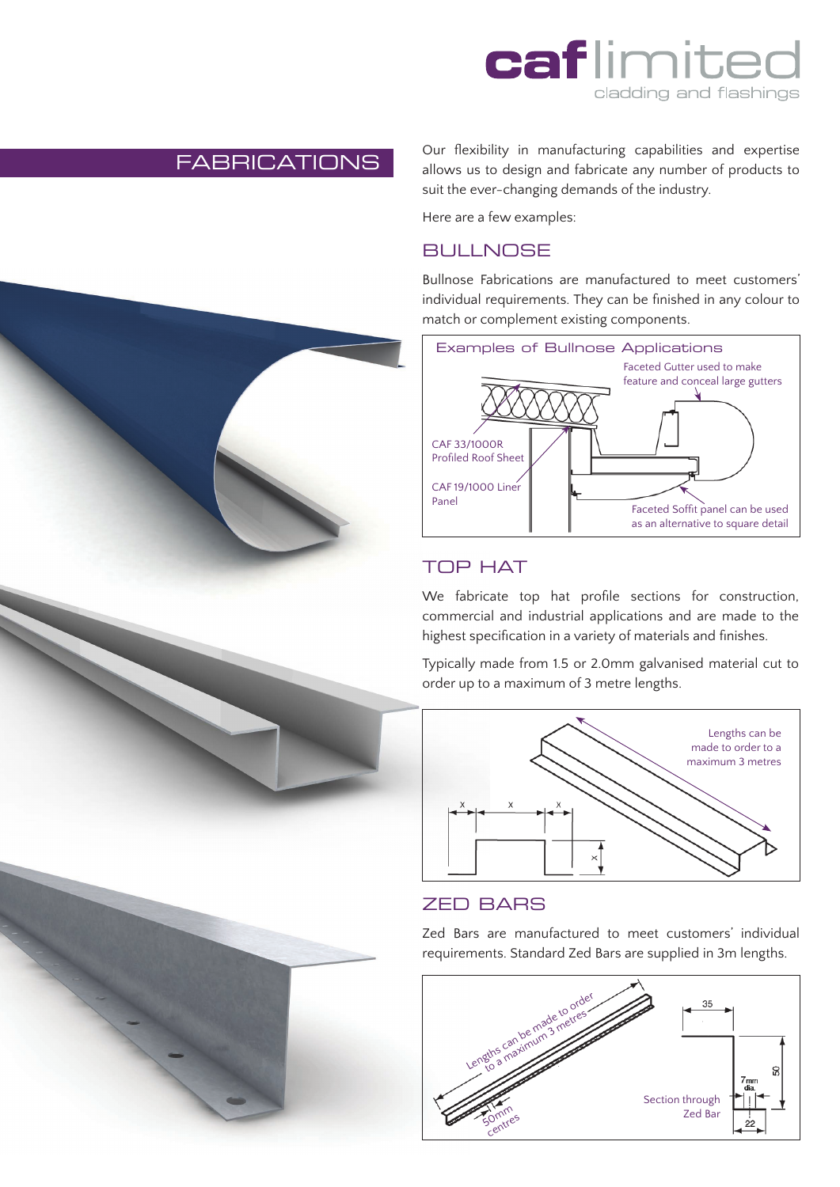# caf limited

cladding and flashings

## FABRICATIONS

Our flexibility in manufacturing capabilities and expertise allows us to design and fabricate any number of products to suit the ever-changing demands of the industry.

Here are a few examples:

## BULLNOSE

Bullnose Fabrications are manufactured to meet customers' individual requirements. They can be finished in any colour to match or complement existing components.

Examples of Bullnose Applications

Faceted Gutter used to make feature and conceal large gutters

CAF 33/1000R Profiled Roof Sheet

CAF 19/1000 Liner Panel

Faceted Soffit panel can be used as an alternative to square detail

## TOP HAT

We fabricate top hat profile sections for construction, commercial and industrial applications and are made to the highest specification in a variety of materials and finishes.

Typically made from 1.5 or 2.0mm galvanised material cut to order up to a maximum of 3 metre lengths.

Lengths can be made to order to a maximum 3 metres

## ZED BARS

Zed Bars are manufactured to meet customers' individual requirements. Standard Zed Bars are supplied in 3m lengths.

Lengths can be made to order to a maximum 3 metres

50mm centres

Section through Zed Bar

35

50

7mm dia.

22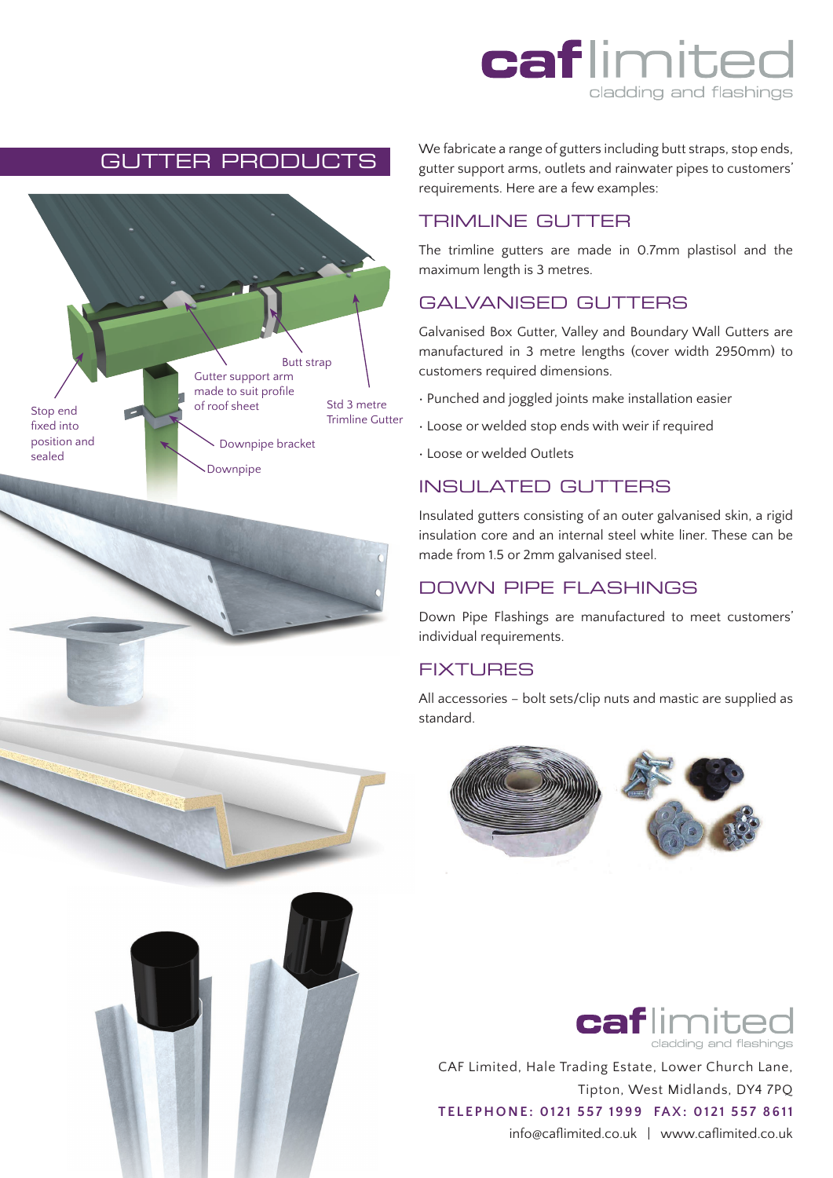# caf limited
cladding and flashings

## GUTTER PRODUCTS

Butt strap

Gutter support arm made to suit profile of roof sheet

Std 3 metre Trimline Gutter

Stop end fixed into position and sealed

Downpipe bracket

Downpipe

We fabricate a range of gutters including butt straps, stop ends, gutter support arms, outlets and rainwater pipes to customers' requirements. Here are a few examples:

## TRIMLINE GUTTER

The trimline gutters are made in 0.7mm plastisol and the maximum length is 3 metres.

## GALVANISED GUTTERS

Galvanised Box Gutter, Valley and Boundary Wall Gutters are manufactured in 3 metre lengths (cover width 2950mm) to customers required dimensions.

- Punched and joggled joints make installation easier
- Loose or welded stop ends with weir if required
- Loose or welded Outlets

## INSULATED GUTTERS

Insulated gutters consisting of an outer galvanised skin, a rigid insulation core and an internal steel white liner. These can be made from 1.5 or 2mm galvanised steel.

## DOWN PIPE FLASHINGS

Down Pipe Flashings are manufactured to meet customers' individual requirements.

## FIXTURES

All accessories – bolt sets/clip nuts and mastic are supplied as standard.

caf limited
cladding and flashings

CAF Limited, Hale Trading Estate, Lower Church Lane, Tipton, West Midlands, DY4 7PQ

**TELEPHONE: 0121 557 1999 FAX: 0121 557 8611**

info@caflimited.co.uk | www.caflimited.co.uk